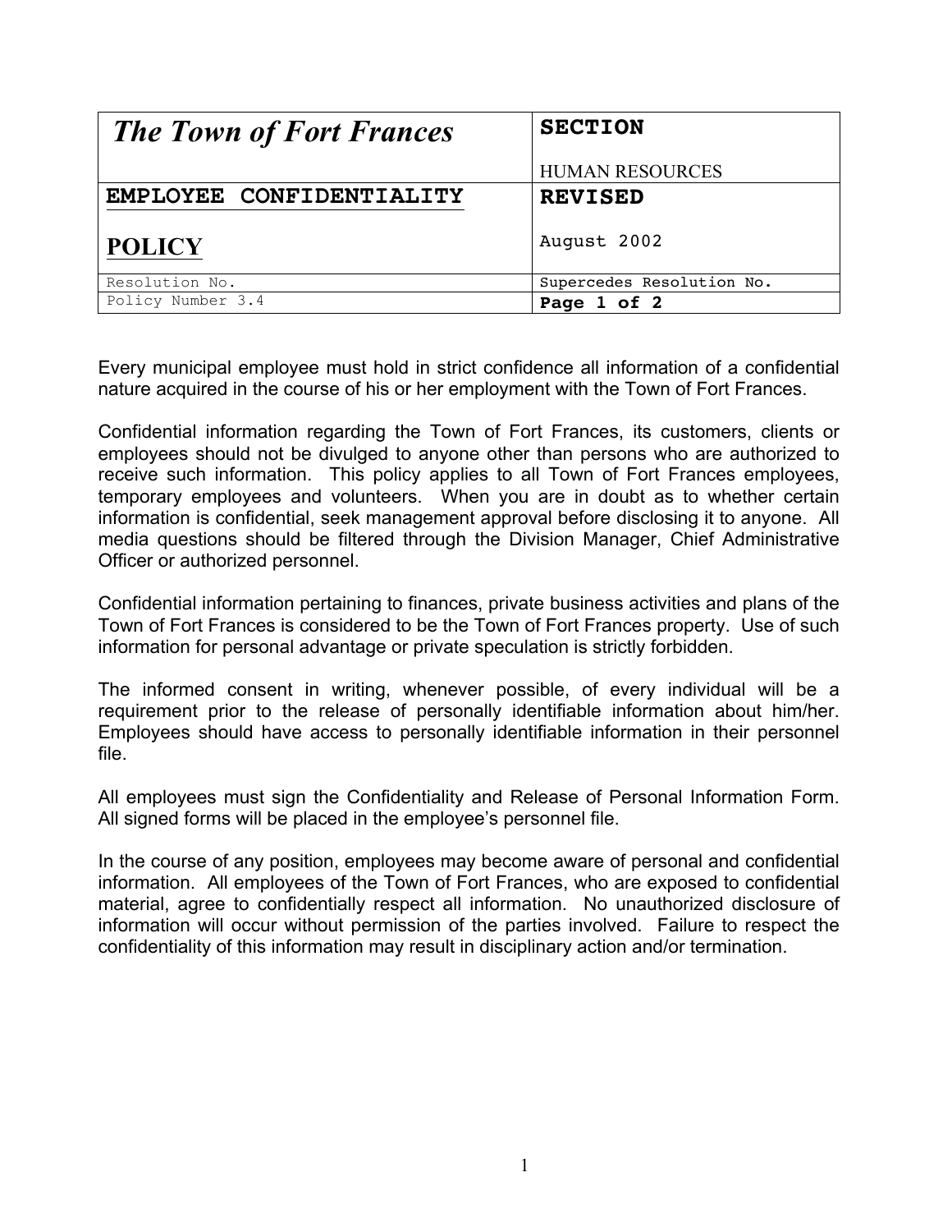| The Town of Fort Frances | SECTION<br>HUMAN RESOURCES |
| --- | --- |
| EMPLOYEE CONFIDENTIALITY<br>POLICY | REVISED<br>August 2002 |
| Resolution No. | Supercedes Resolution No. |
| Policy Number 3.4 | Page 1 of 2 |

Every municipal employee must hold in strict confidence all information of a confidential nature acquired in the course of his or her employment with the Town of Fort Frances.

Confidential information regarding the Town of Fort Frances, its customers, clients or employees should not be divulged to anyone other than persons who are authorized to receive such information. This policy applies to all Town of Fort Frances employees, temporary employees and volunteers. When you are in doubt as to whether certain information is confidential, seek management approval before disclosing it to anyone. All media questions should be filtered through the Division Manager, Chief Administrative Officer or authorized personnel.

Confidential information pertaining to finances, private business activities and plans of the Town of Fort Frances is considered to be the Town of Fort Frances property. Use of such information for personal advantage or private speculation is strictly forbidden.

The informed consent in writing, whenever possible, of every individual will be a requirement prior to the release of personally identifiable information about him/her. Employees should have access to personally identifiable information in their personnel file.

All employees must sign the Confidentiality and Release of Personal Information Form. All signed forms will be placed in the employee's personnel file.

In the course of any position, employees may become aware of personal and confidential information. All employees of the Town of Fort Frances, who are exposed to confidential material, agree to confidentially respect all information. No unauthorized disclosure of information will occur without permission of the parties involved. Failure to respect the confidentiality of this information may result in disciplinary action and/or termination.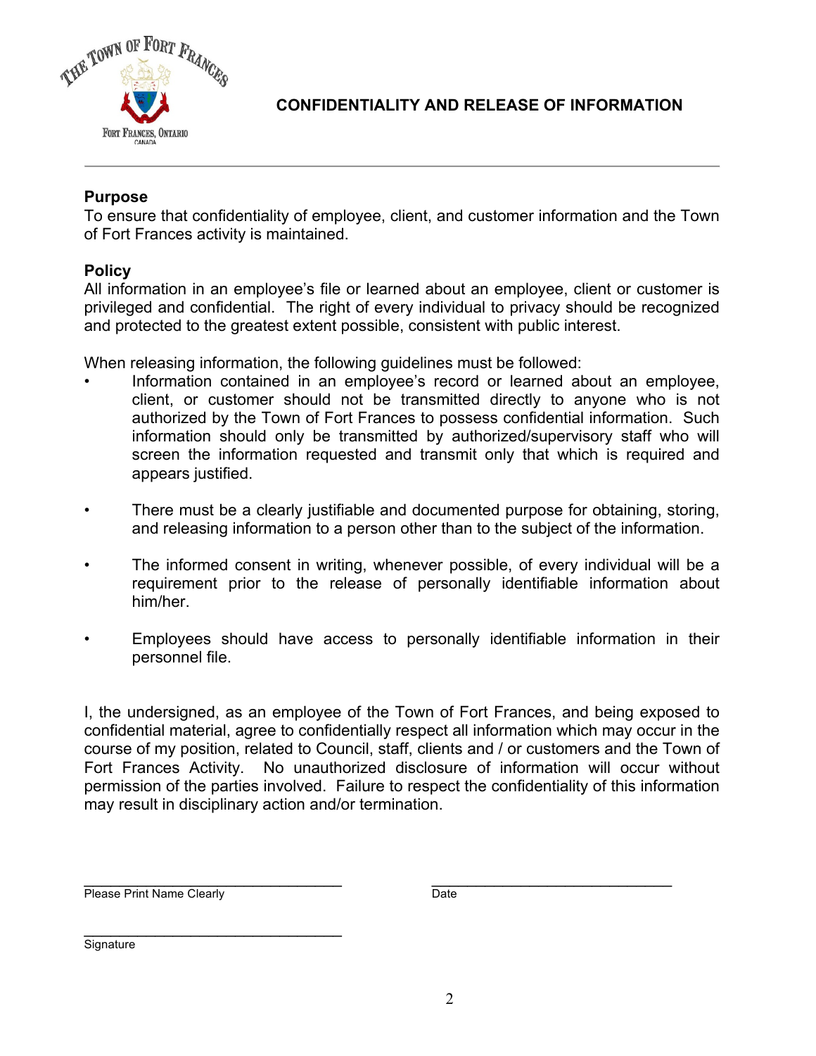# CONFIDENTIALITY AND RELEASE OF INFORMATION

## Purpose

To ensure that confidentiality of employee, client, and customer information and the Town of Fort Frances activity is maintained.

## Policy

All information in an employee's file or learned about an employee, client or customer is privileged and confidential. The right of every individual to privacy should be recognized and protected to the greatest extent possible, consistent with public interest.

When releasing information, the following guidelines must be followed:

- Information contained in an employee's record or learned about an employee, client, or customer should not be transmitted directly to anyone who is not authorized by the Town of Fort Frances to possess confidential information. Such information should only be transmitted by authorized/supervisory staff who will screen the information requested and transmit only that which is required and appears justified.
- There must be a clearly justifiable and documented purpose for obtaining, storing, and releasing information to a person other than to the subject of the information.
- The informed consent in writing, whenever possible, of every individual will be a requirement prior to the release of personally identifiable information about him/her.
- Employees should have access to personally identifiable information in their personnel file.

I, the undersigned, as an employee of the Town of Fort Frances, and being exposed to confidential material, agree to confidentially respect all information which may occur in the course of my position, related to Council, staff, clients and / or customers and the Town of Fort Frances Activity. No unauthorized disclosure of information will occur without permission of the parties involved. Failure to respect the confidentiality of this information may result in disciplinary action and/or termination.

\_\_\_\_\_\_\_\_\_\_\_\_\_\_\_\_\_\_\_\_\_\_\_\_\_\_\_\_\_\_\_\_\_\_
Please Print Name Clearly

\_\_\_\_\_\_\_\_\_\_\_\_\_\_\_\_\_\_\_\_\_\_\_\_\_\_\_\_\_\_\_\_
Date

\_\_\_\_\_\_\_\_\_\_\_\_\_\_\_\_\_\_\_\_\_\_\_\_\_\_\_\_\_\_\_\_\_\_
Signature